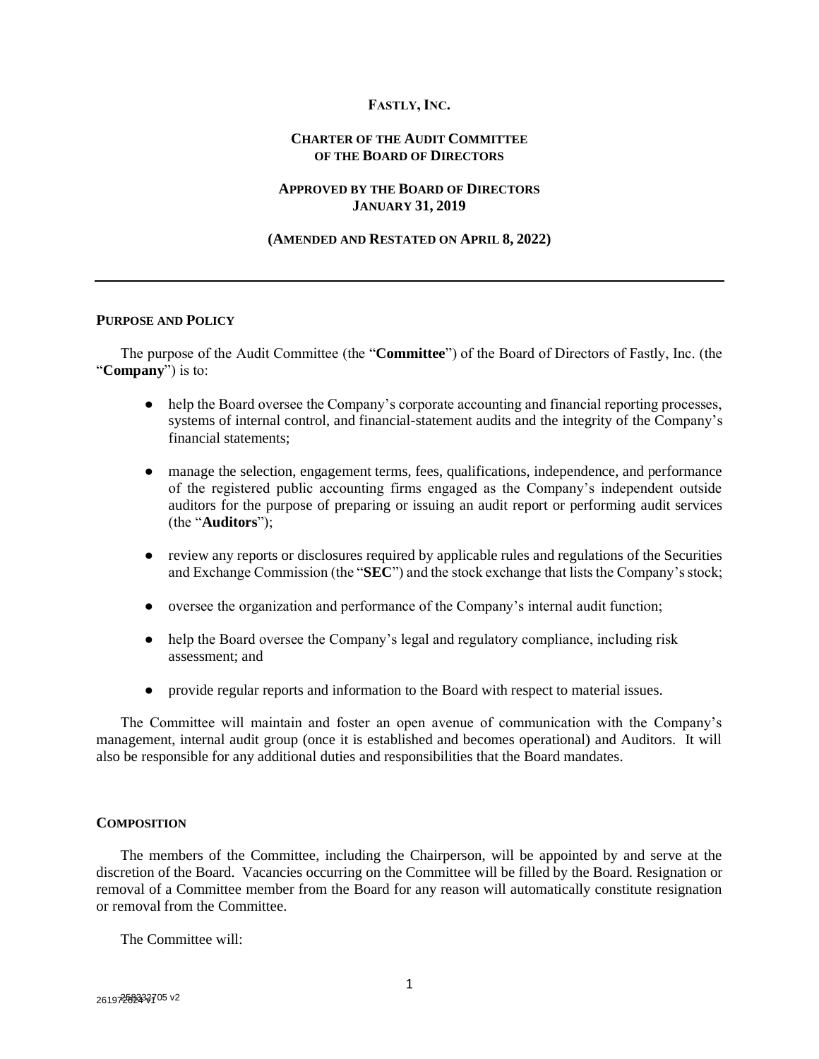# Fastly, Inc.

## Charter of the Audit Committee of the Board of Directors

### Approved by the Board of Directors January 31, 2019

### (Amended and Restated on April 8, 2022)

---

## Purpose and Policy

The purpose of the Audit Committee (the "**Committee**") of the Board of Directors of Fastly, Inc. (the "**Company**") is to:

- help the Board oversee the Company's corporate accounting and financial reporting processes, systems of internal control, and financial-statement audits and the integrity of the Company's financial statements;
- manage the selection, engagement terms, fees, qualifications, independence, and performance of the registered public accounting firms engaged as the Company's independent outside auditors for the purpose of preparing or issuing an audit report or performing audit services (the "**Auditors**");
- review any reports or disclosures required by applicable rules and regulations of the Securities and Exchange Commission (the "**SEC**") and the stock exchange that lists the Company's stock;
- oversee the organization and performance of the Company's internal audit function;
- help the Board oversee the Company's legal and regulatory compliance, including risk assessment; and
- provide regular reports and information to the Board with respect to material issues.

The Committee will maintain and foster an open avenue of communication with the Company's management, internal audit group (once it is established and becomes operational) and Auditors. It will also be responsible for any additional duties and responsibilities that the Board mandates.

## Composition

The members of the Committee, including the Chairperson, will be appointed by and serve at the discretion of the Board. Vacancies occurring on the Committee will be filled by the Board. Resignation or removal of a Committee member from the Board for any reason will automatically constitute resignation or removal from the Committee.

The Committee will: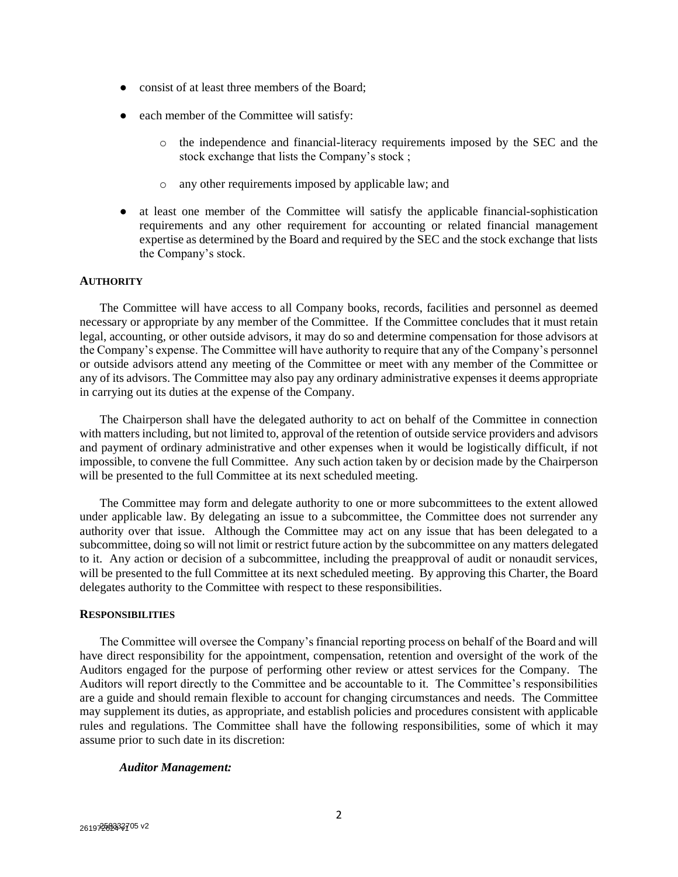- consist of at least three members of the Board;
- each member of the Committee will satisfy:
  - the independence and financial-literacy requirements imposed by the SEC and the stock exchange that lists the Company's stock ;
  - any other requirements imposed by applicable law; and
- at least one member of the Committee will satisfy the applicable financial-sophistication requirements and any other requirement for accounting or related financial management expertise as determined by the Board and required by the SEC and the stock exchange that lists the Company's stock.

**AUTHORITY**

The Committee will have access to all Company books, records, facilities and personnel as deemed necessary or appropriate by any member of the Committee. If the Committee concludes that it must retain legal, accounting, or other outside advisors, it may do so and determine compensation for those advisors at the Company's expense. The Committee will have authority to require that any of the Company's personnel or outside advisors attend any meeting of the Committee or meet with any member of the Committee or any of its advisors. The Committee may also pay any ordinary administrative expenses it deems appropriate in carrying out its duties at the expense of the Company.

The Chairperson shall have the delegated authority to act on behalf of the Committee in connection with matters including, but not limited to, approval of the retention of outside service providers and advisors and payment of ordinary administrative and other expenses when it would be logistically difficult, if not impossible, to convene the full Committee. Any such action taken by or decision made by the Chairperson will be presented to the full Committee at its next scheduled meeting.

The Committee may form and delegate authority to one or more subcommittees to the extent allowed under applicable law. By delegating an issue to a subcommittee, the Committee does not surrender any authority over that issue. Although the Committee may act on any issue that has been delegated to a subcommittee, doing so will not limit or restrict future action by the subcommittee on any matters delegated to it. Any action or decision of a subcommittee, including the preapproval of audit or nonaudit services, will be presented to the full Committee at its next scheduled meeting. By approving this Charter, the Board delegates authority to the Committee with respect to these responsibilities.

**RESPONSIBILITIES**

The Committee will oversee the Company's financial reporting process on behalf of the Board and will have direct responsibility for the appointment, compensation, retention and oversight of the work of the Auditors engaged for the purpose of performing other review or attest services for the Company. The Auditors will report directly to the Committee and be accountable to it. The Committee's responsibilities are a guide and should remain flexible to account for changing circumstances and needs. The Committee may supplement its duties, as appropriate, and establish policies and procedures consistent with applicable rules and regulations. The Committee shall have the following responsibilities, some of which it may assume prior to such date in its discretion:

***Auditor Management:***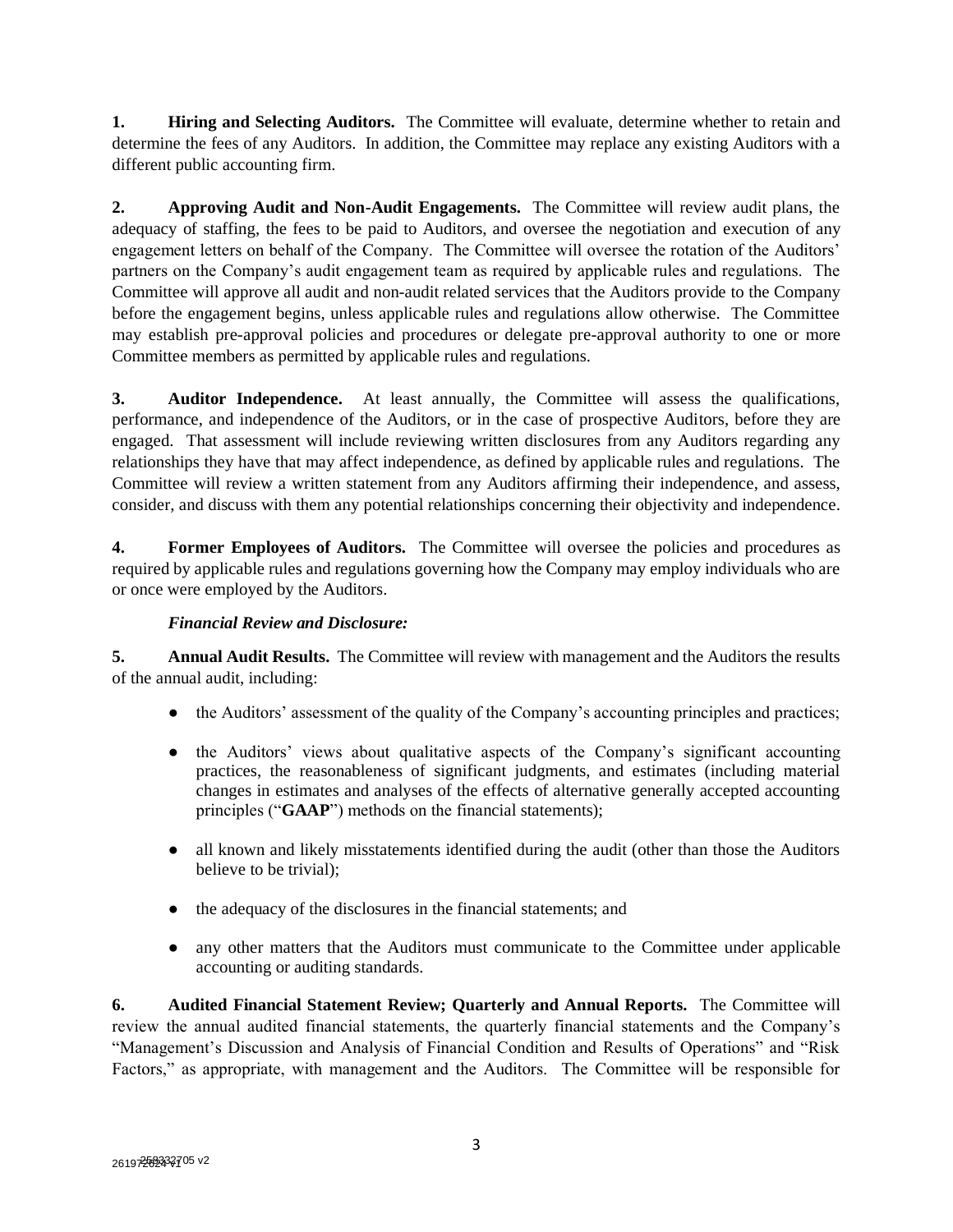**1. Hiring and Selecting Auditors.** The Committee will evaluate, determine whether to retain and determine the fees of any Auditors. In addition, the Committee may replace any existing Auditors with a different public accounting firm.

**2. Approving Audit and Non-Audit Engagements.** The Committee will review audit plans, the adequacy of staffing, the fees to be paid to Auditors, and oversee the negotiation and execution of any engagement letters on behalf of the Company. The Committee will oversee the rotation of the Auditors' partners on the Company's audit engagement team as required by applicable rules and regulations. The Committee will approve all audit and non-audit related services that the Auditors provide to the Company before the engagement begins, unless applicable rules and regulations allow otherwise. The Committee may establish pre-approval policies and procedures or delegate pre-approval authority to one or more Committee members as permitted by applicable rules and regulations.

**3. Auditor Independence.** At least annually, the Committee will assess the qualifications, performance, and independence of the Auditors, or in the case of prospective Auditors, before they are engaged. That assessment will include reviewing written disclosures from any Auditors regarding any relationships they have that may affect independence, as defined by applicable rules and regulations. The Committee will review a written statement from any Auditors affirming their independence, and assess, consider, and discuss with them any potential relationships concerning their objectivity and independence.

**4. Former Employees of Auditors.** The Committee will oversee the policies and procedures as required by applicable rules and regulations governing how the Company may employ individuals who are or once were employed by the Auditors.

***Financial Review and Disclosure:***

**5. Annual Audit Results.** The Committee will review with management and the Auditors the results of the annual audit, including:

- the Auditors' assessment of the quality of the Company's accounting principles and practices;
- the Auditors' views about qualitative aspects of the Company's significant accounting practices, the reasonableness of significant judgments, and estimates (including material changes in estimates and analyses of the effects of alternative generally accepted accounting principles ("**GAAP**") methods on the financial statements);
- all known and likely misstatements identified during the audit (other than those the Auditors believe to be trivial);
- the adequacy of the disclosures in the financial statements; and
- any other matters that the Auditors must communicate to the Committee under applicable accounting or auditing standards.

**6. Audited Financial Statement Review; Quarterly and Annual Reports.** The Committee will review the annual audited financial statements, the quarterly financial statements and the Company's "Management's Discussion and Analysis of Financial Condition and Results of Operations" and "Risk Factors," as appropriate, with management and the Auditors. The Committee will be responsible for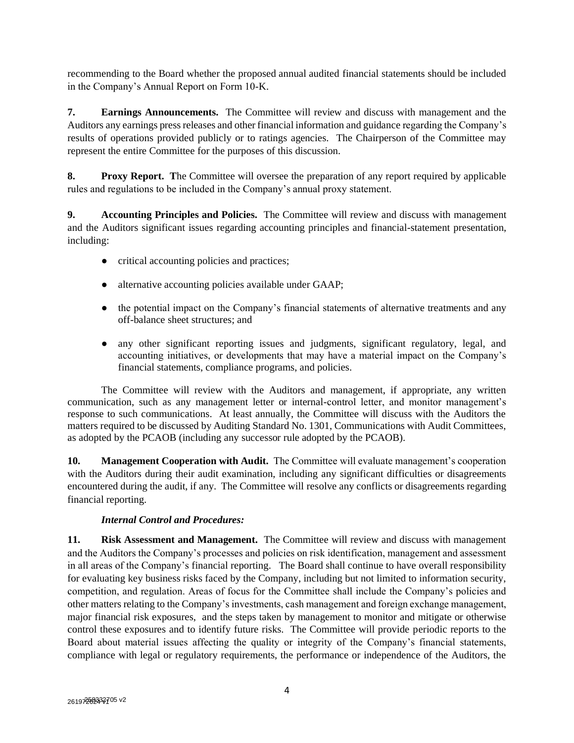recommending to the Board whether the proposed annual audited financial statements should be included in the Company's Annual Report on Form 10-K.

**7. Earnings Announcements.** The Committee will review and discuss with management and the Auditors any earnings press releases and other financial information and guidance regarding the Company's results of operations provided publicly or to ratings agencies. The Chairperson of the Committee may represent the entire Committee for the purposes of this discussion.

**8. Proxy Report. T**he Committee will oversee the preparation of any report required by applicable rules and regulations to be included in the Company's annual proxy statement.

**9. Accounting Principles and Policies.** The Committee will review and discuss with management and the Auditors significant issues regarding accounting principles and financial-statement presentation, including:

- critical accounting policies and practices;
- alternative accounting policies available under GAAP;
- the potential impact on the Company's financial statements of alternative treatments and any off-balance sheet structures; and
- any other significant reporting issues and judgments, significant regulatory, legal, and accounting initiatives, or developments that may have a material impact on the Company's financial statements, compliance programs, and policies.

The Committee will review with the Auditors and management, if appropriate, any written communication, such as any management letter or internal-control letter, and monitor management's response to such communications. At least annually, the Committee will discuss with the Auditors the matters required to be discussed by Auditing Standard No. 1301, Communications with Audit Committees, as adopted by the PCAOB (including any successor rule adopted by the PCAOB).

**10. Management Cooperation with Audit.** The Committee will evaluate management's cooperation with the Auditors during their audit examination, including any significant difficulties or disagreements encountered during the audit, if any. The Committee will resolve any conflicts or disagreements regarding financial reporting.

***Internal Control and Procedures:***

**11. Risk Assessment and Management.** The Committee will review and discuss with management and the Auditors the Company's processes and policies on risk identification, management and assessment in all areas of the Company's financial reporting. The Board shall continue to have overall responsibility for evaluating key business risks faced by the Company, including but not limited to information security, competition, and regulation. Areas of focus for the Committee shall include the Company's policies and other matters relating to the Company's investments, cash management and foreign exchange management, major financial risk exposures, and the steps taken by management to monitor and mitigate or otherwise control these exposures and to identify future risks. The Committee will provide periodic reports to the Board about material issues affecting the quality or integrity of the Company's financial statements, compliance with legal or regulatory requirements, the performance or independence of the Auditors, the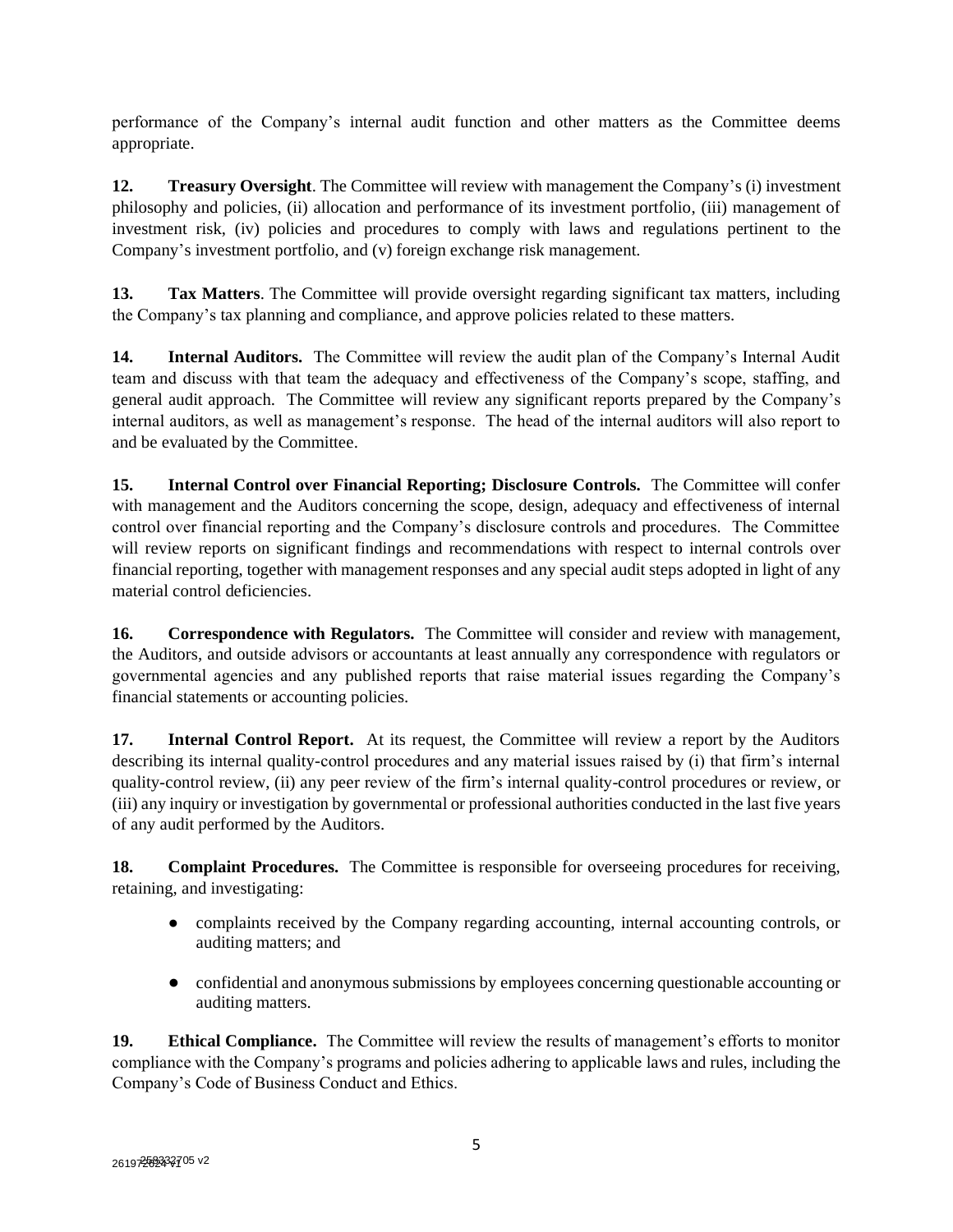performance of the Company's internal audit function and other matters as the Committee deems appropriate.

**12. Treasury Oversight**. The Committee will review with management the Company's (i) investment philosophy and policies, (ii) allocation and performance of its investment portfolio, (iii) management of investment risk, (iv) policies and procedures to comply with laws and regulations pertinent to the Company's investment portfolio, and (v) foreign exchange risk management.

**13. Tax Matters**. The Committee will provide oversight regarding significant tax matters, including the Company's tax planning and compliance, and approve policies related to these matters.

**14. Internal Auditors.** The Committee will review the audit plan of the Company's Internal Audit team and discuss with that team the adequacy and effectiveness of the Company's scope, staffing, and general audit approach. The Committee will review any significant reports prepared by the Company's internal auditors, as well as management's response. The head of the internal auditors will also report to and be evaluated by the Committee.

**15. Internal Control over Financial Reporting; Disclosure Controls.** The Committee will confer with management and the Auditors concerning the scope, design, adequacy and effectiveness of internal control over financial reporting and the Company's disclosure controls and procedures. The Committee will review reports on significant findings and recommendations with respect to internal controls over financial reporting, together with management responses and any special audit steps adopted in light of any material control deficiencies.

**16. Correspondence with Regulators.** The Committee will consider and review with management, the Auditors, and outside advisors or accountants at least annually any correspondence with regulators or governmental agencies and any published reports that raise material issues regarding the Company's financial statements or accounting policies.

**17. Internal Control Report.** At its request, the Committee will review a report by the Auditors describing its internal quality-control procedures and any material issues raised by (i) that firm's internal quality-control review, (ii) any peer review of the firm's internal quality-control procedures or review, or (iii) any inquiry or investigation by governmental or professional authorities conducted in the last five years of any audit performed by the Auditors.

**18. Complaint Procedures.** The Committee is responsible for overseeing procedures for receiving, retaining, and investigating:

- complaints received by the Company regarding accounting, internal accounting controls, or auditing matters; and
- confidential and anonymous submissions by employees concerning questionable accounting or auditing matters.

**19. Ethical Compliance.** The Committee will review the results of management's efforts to monitor compliance with the Company's programs and policies adhering to applicable laws and rules, including the Company's Code of Business Conduct and Ethics.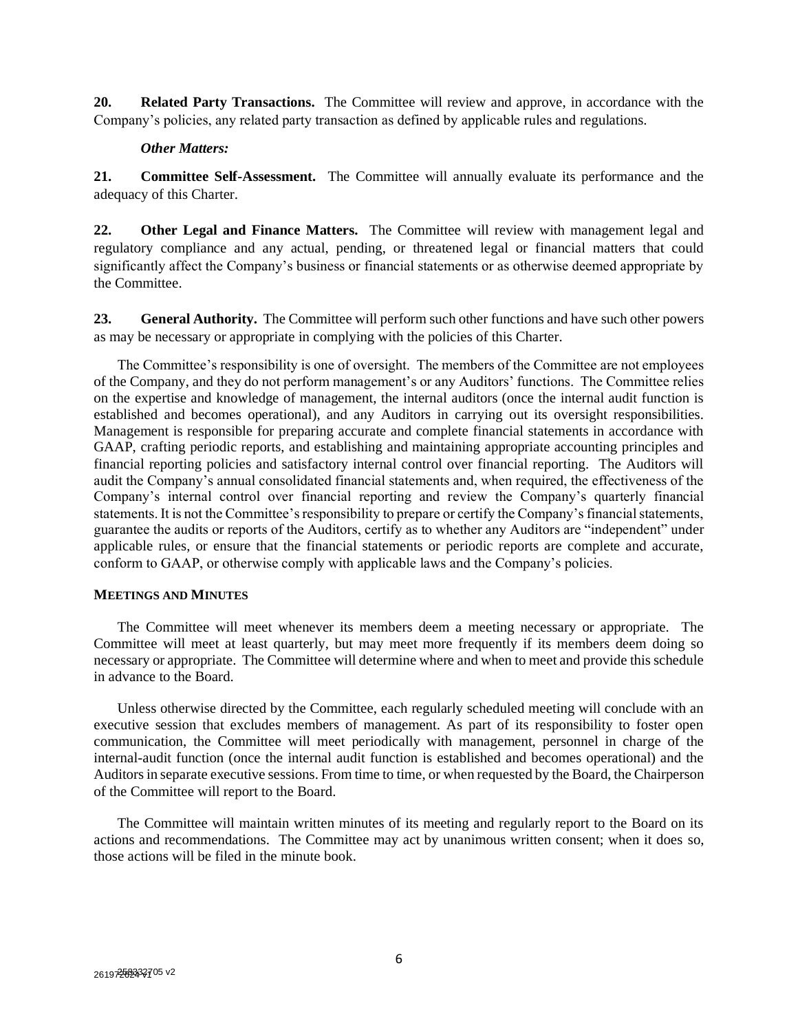**20. Related Party Transactions.** The Committee will review and approve, in accordance with the Company's policies, any related party transaction as defined by applicable rules and regulations.

***Other Matters:***

**21. Committee Self-Assessment.** The Committee will annually evaluate its performance and the adequacy of this Charter.

**22. Other Legal and Finance Matters.** The Committee will review with management legal and regulatory compliance and any actual, pending, or threatened legal or financial matters that could significantly affect the Company's business or financial statements or as otherwise deemed appropriate by the Committee.

**23. General Authority.** The Committee will perform such other functions and have such other powers as may be necessary or appropriate in complying with the policies of this Charter.

The Committee's responsibility is one of oversight. The members of the Committee are not employees of the Company, and they do not perform management's or any Auditors' functions. The Committee relies on the expertise and knowledge of management, the internal auditors (once the internal audit function is established and becomes operational), and any Auditors in carrying out its oversight responsibilities. Management is responsible for preparing accurate and complete financial statements in accordance with GAAP, crafting periodic reports, and establishing and maintaining appropriate accounting principles and financial reporting policies and satisfactory internal control over financial reporting. The Auditors will audit the Company's annual consolidated financial statements and, when required, the effectiveness of the Company's internal control over financial reporting and review the Company's quarterly financial statements. It is not the Committee's responsibility to prepare or certify the Company's financial statements, guarantee the audits or reports of the Auditors, certify as to whether any Auditors are "independent" under applicable rules, or ensure that the financial statements or periodic reports are complete and accurate, conform to GAAP, or otherwise comply with applicable laws and the Company's policies.

**MEETINGS AND MINUTES**

The Committee will meet whenever its members deem a meeting necessary or appropriate. The Committee will meet at least quarterly, but may meet more frequently if its members deem doing so necessary or appropriate. The Committee will determine where and when to meet and provide this schedule in advance to the Board.

Unless otherwise directed by the Committee, each regularly scheduled meeting will conclude with an executive session that excludes members of management. As part of its responsibility to foster open communication, the Committee will meet periodically with management, personnel in charge of the internal-audit function (once the internal audit function is established and becomes operational) and the Auditors in separate executive sessions. From time to time, or when requested by the Board, the Chairperson of the Committee will report to the Board.

The Committee will maintain written minutes of its meeting and regularly report to the Board on its actions and recommendations. The Committee may act by unanimous written consent; when it does so, those actions will be filed in the minute book.